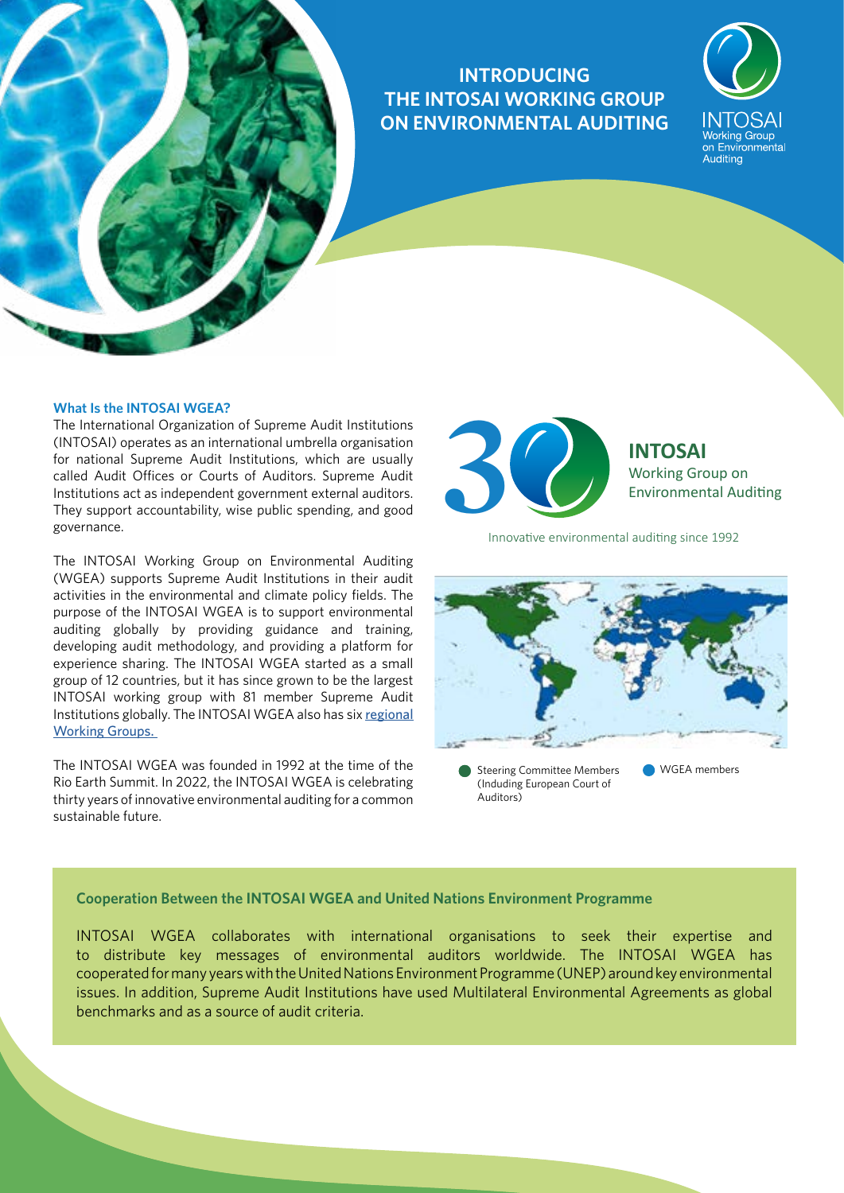# INTRODUCING THE INTOSAI WORKING GROUP ON ENVIRONMENTAL AUDITING

INTOSAI
Working Group
on Environmental
Auditing

### What Is the INTOSAI WGEA?

The International Organization of Supreme Audit Institutions (INTOSAI) operates as an international umbrella organisation for national Supreme Audit Institutions, which are usually called Audit Offices or Courts of Auditors. Supreme Audit Institutions act as independent government external auditors. They support accountability, wise public spending, and good governance.

The INTOSAI Working Group on Environmental Auditing (WGEA) supports Supreme Audit Institutions in their audit activities in the environmental and climate policy fields. The purpose of the INTOSAI WGEA is to support environmental auditing globally by providing guidance and training, developing audit methodology, and providing a platform for experience sharing. The INTOSAI WGEA started as a small group of 12 countries, but it has since grown to be the largest INTOSAI working group with 81 member Supreme Audit Institutions globally. The INTOSAI WGEA also has six regional Working Groups.

The INTOSAI WGEA was founded in 1992 at the time of the Rio Earth Summit. In 2022, the INTOSAI WGEA is celebrating thirty years of innovative environmental auditing for a common sustainable future.

30 INTOSAI Working Group on Environmental Auditing

Innovative environmental auditing since 1992

Steering Committee Members (Induding European Court of Auditors)

WGEA members

### Cooperation Between the INTOSAI WGEA and United Nations Environment Programme

INTOSAI WGEA collaborates with international organisations to seek their expertise and to distribute key messages of environmental auditors worldwide. The INTOSAI WGEA has cooperated for many years with the United Nations Environment Programme (UNEP) around key environmental issues. In addition, Supreme Audit Institutions have used Multilateral Environmental Agreements as global benchmarks and as a source of audit criteria.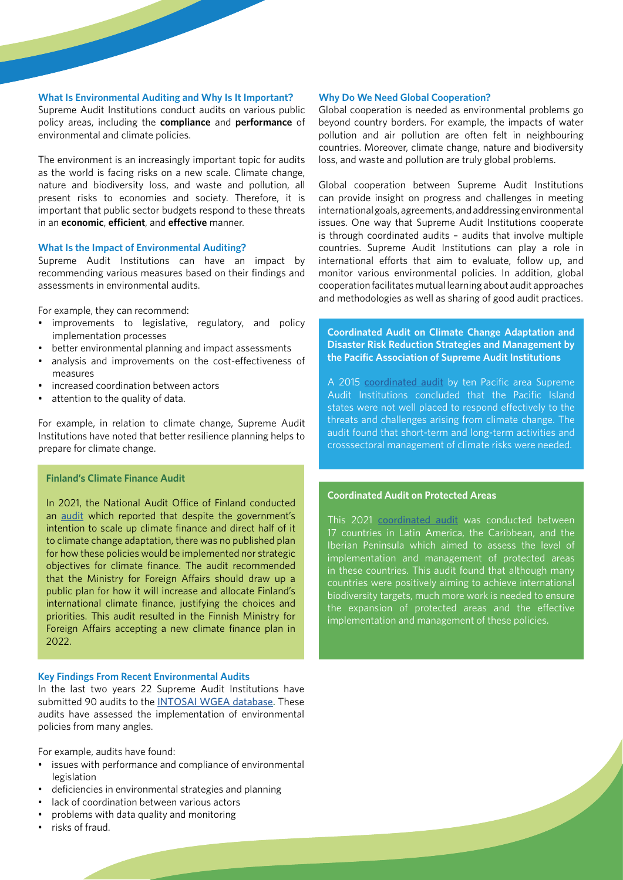### What Is Environmental Auditing and Why Is It Important?

Supreme Audit Institutions conduct audits on various public policy areas, including the **compliance** and **performance** of environmental and climate policies.

The environment is an increasingly important topic for audits as the world is facing risks on a new scale. Climate change, nature and biodiversity loss, and waste and pollution, all present risks to economies and society. Therefore, it is important that public sector budgets respond to these threats in an **economic**, **efficient**, and **effective** manner.

### What Is the Impact of Environmental Auditing?

Supreme Audit Institutions can have an impact by recommending various measures based on their findings and assessments in environmental audits.

For example, they can recommend:

- improvements to legislative, regulatory, and policy implementation processes
- better environmental planning and impact assessments
- analysis and improvements on the cost-effectiveness of measures
- increased coordination between actors
- attention to the quality of data.

For example, in relation to climate change, Supreme Audit Institutions have noted that better resilience planning helps to prepare for climate change.

#### Finland's Climate Finance Audit

In 2021, the National Audit Office of Finland conducted an audit which reported that despite the government's intention to scale up climate finance and direct half of it to climate change adaptation, there was no published plan for how these policies would be implemented nor strategic objectives for climate finance. The audit recommended that the Ministry for Foreign Affairs should draw up a public plan for how it will increase and allocate Finland's international climate finance, justifying the choices and priorities. This audit resulted in the Finnish Ministry for Foreign Affairs accepting a new climate finance plan in 2022.

### Key Findings From Recent Environmental Audits

In the last two years 22 Supreme Audit Institutions have submitted 90 audits to the INTOSAI WGEA database. These audits have assessed the implementation of environmental policies from many angles.

For example, audits have found:

- issues with performance and compliance of environmental legislation
- deficiencies in environmental strategies and planning
- lack of coordination between various actors
- problems with data quality and monitoring
- risks of fraud.

### Why Do We Need Global Cooperation?

Global cooperation is needed as environmental problems go beyond country borders. For example, the impacts of water pollution and air pollution are often felt in neighbouring countries. Moreover, climate change, nature and biodiversity loss, and waste and pollution are truly global problems.

Global cooperation between Supreme Audit Institutions can provide insight on progress and challenges in meeting international goals, agreements, and addressing environmental issues. One way that Supreme Audit Institutions cooperate is through coordinated audits – audits that involve multiple countries. Supreme Audit Institutions can play a role in international efforts that aim to evaluate, follow up, and monitor various environmental policies. In addition, global cooperation facilitates mutual learning about audit approaches and methodologies as well as sharing of good audit practices.

#### Coordinated Audit on Climate Change Adaptation and Disaster Risk Reduction Strategies and Management by the Pacific Association of Supreme Audit Institutions

A 2015 coordinated audit by ten Pacific area Supreme Audit Institutions concluded that the Pacific Island states were not well placed to respond effectively to the threats and challenges arising from climate change. The audit found that short-term and long-term activities and crosssectoral management of climate risks were needed.

#### Coordinated Audit on Protected Areas

This 2021 coordinated audit was conducted between 17 countries in Latin America, the Caribbean, and the Iberian Peninsula which aimed to assess the level of implementation and management of protected areas in these countries. This audit found that although many countries were positively aiming to achieve international biodiversity targets, much more work is needed to ensure the expansion of protected areas and the effective implementation and management of these policies.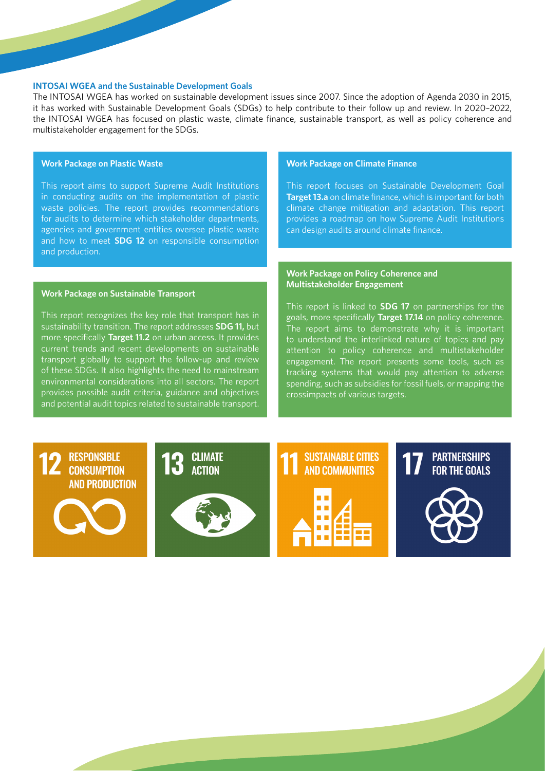### INTOSAI WGEA and the Sustainable Development Goals

The INTOSAI WGEA has worked on sustainable development issues since 2007. Since the adoption of Agenda 2030 in 2015, it has worked with Sustainable Development Goals (SDGs) to help contribute to their follow up and review. In 2020–2022, the INTOSAI WGEA has focused on plastic waste, climate finance, sustainable transport, as well as policy coherence and multistakeholder engagement for the SDGs.

#### Work Package on Plastic Waste

This report aims to support Supreme Audit Institutions in conducting audits on the implementation of plastic waste policies. The report provides recommendations for audits to determine which stakeholder departments, agencies and government entities oversee plastic waste and how to meet **SDG 12** on responsible consumption and production.

#### Work Package on Climate Finance

This report focuses on Sustainable Development Goal **Target 13.a** on climate finance, which is important for both climate change mitigation and adaptation. This report provides a roadmap on how Supreme Audit Institutions can design audits around climate finance.

#### Work Package on Sustainable Transport

This report recognizes the key role that transport has in sustainability transition. The report addresses **SDG 11,** but more specifically **Target 11.2** on urban access. It provides current trends and recent developments on sustainable transport globally to support the follow-up and review of these SDGs. It also highlights the need to mainstream environmental considerations into all sectors. The report provides possible audit criteria, guidance and objectives and potential audit topics related to sustainable transport.

#### Work Package on Policy Coherence and Multistakeholder Engagement

This report is linked to **SDG 17** on partnerships for the goals, more specifically **Target 17.14** on policy coherence. The report aims to demonstrate why it is important to understand the interlinked nature of topics and pay attention to policy coherence and multistakeholder engagement. The report presents some tools, such as tracking systems that would pay attention to adverse spending, such as subsidies for fossil fuels, or mapping the crossimpacts of various targets.

12 RESPONSIBLE CONSUMPTION AND PRODUCTION

13 CLIMATE ACTION

11 SUSTAINABLE CITIES AND COMMUNITIES

17 PARTNERSHIPS FOR THE GOALS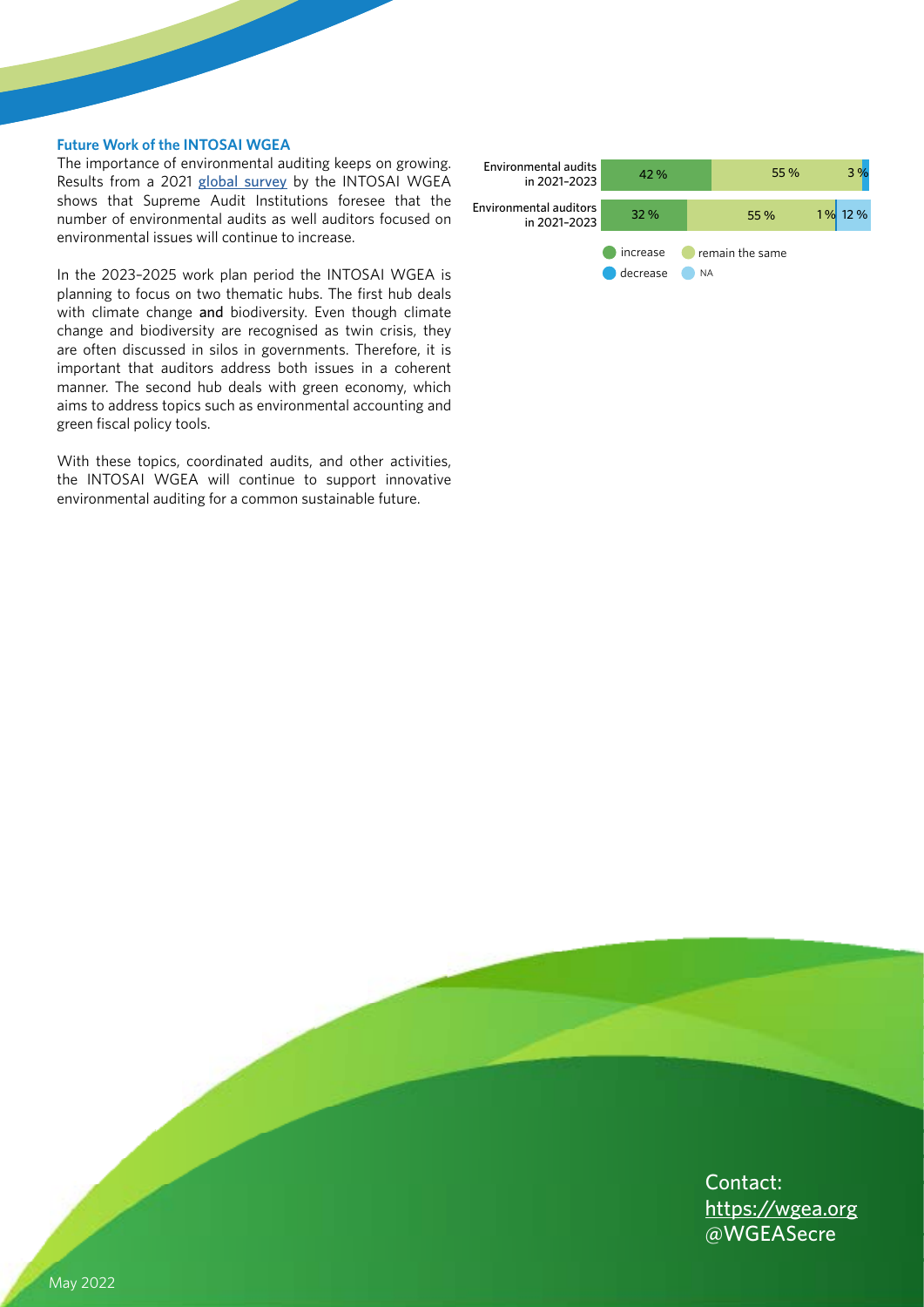### Future Work of the INTOSAI WGEA

The importance of environmental auditing keeps on growing. Results from a 2021 global survey by the INTOSAI WGEA shows that Supreme Audit Institutions foresee that the number of environmental audits as well auditors focused on environmental issues will continue to increase.

In the 2023–2025 work plan period the INTOSAI WGEA is planning to focus on two thematic hubs. The first hub deals with climate change and biodiversity. Even though climate change and biodiversity are recognised as twin crisis, they are often discussed in silos in governments. Therefore, it is important that auditors address both issues in a coherent manner. The second hub deals with green economy, which aims to address topics such as environmental accounting and green fiscal policy tools.

With these topics, coordinated audits, and other activities, the INTOSAI WGEA will continue to support innovative environmental auditing for a common sustainable future.

Environmental audits in 2021–2023
42 %
55 %
3 %

Environmental auditors in 2021–2023
32 %
55 %
1 %
12 %

increase
remain the same
decrease
NA

Contact:
https://wgea.org
@WGEASecre

May 2022